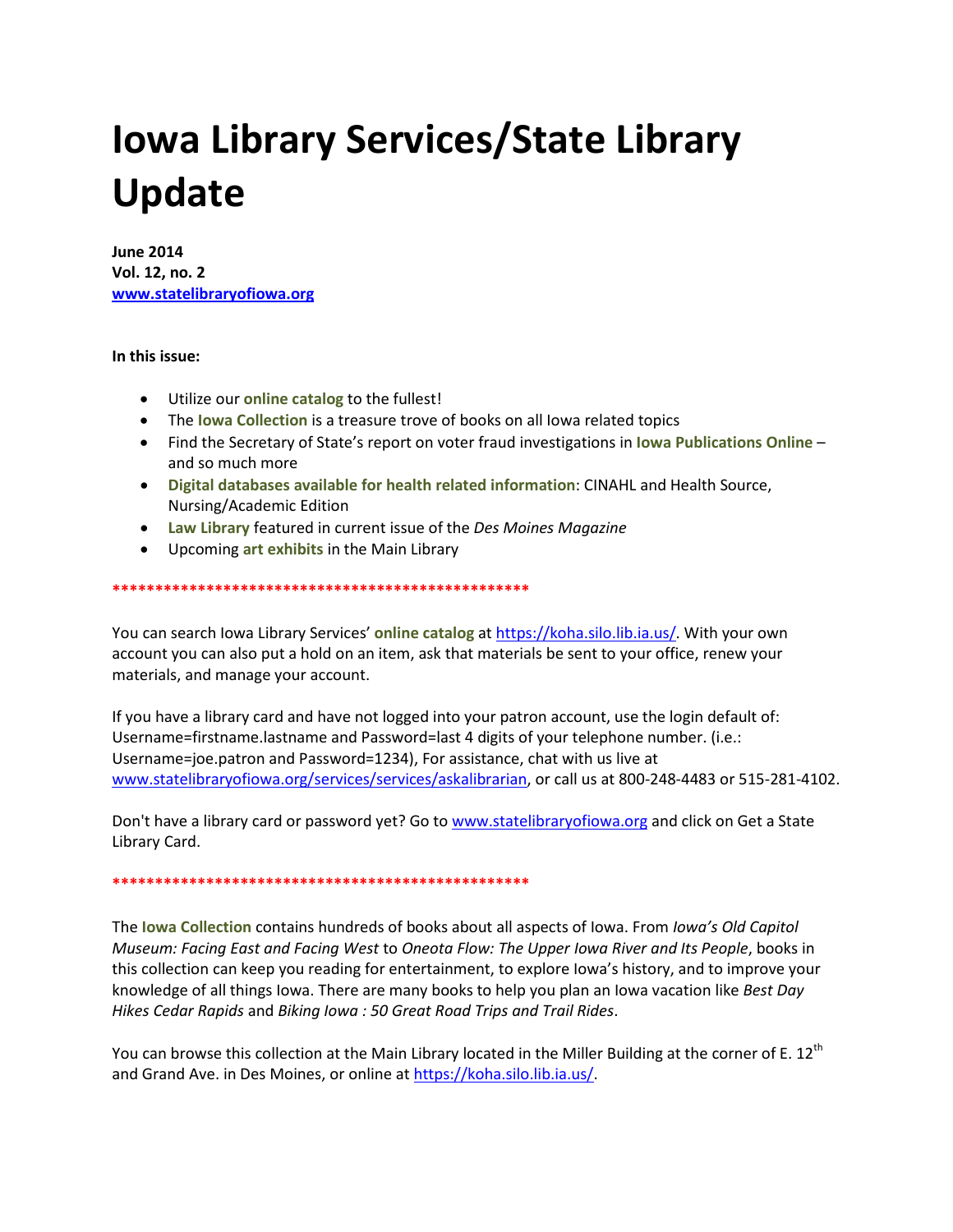# Iowa Library Services/State Library Update

**June 2014**
**Vol. 12, no. 2**
**[www.statelibraryofiowa.org](http://www.statelibraryofiowa.org)**

**In this issue:**

- Utilize our **online catalog** to the fullest!
- The **Iowa Collection** is a treasure trove of books on all Iowa related topics
- Find the Secretary of State's report on voter fraud investigations in **Iowa Publications Online** – and so much more
- **Digital databases available for health related information**: CINAHL and Health Source, Nursing/Academic Edition
- **Law Library** featured in current issue of the *Des Moines Magazine*
- Upcoming **art exhibits** in the Main Library

**************************************************

You can search Iowa Library Services' **online catalog** at [https://koha.silo.lib.ia.us/](https://koha.silo.lib.ia.us/). With your own account you can also put a hold on an item, ask that materials be sent to your office, renew your materials, and manage your account.

If you have a library card and have not logged into your patron account, use the login default of: Username=firstname.lastname and Password=last 4 digits of your telephone number. (i.e.: Username=joe.patron and Password=1234), For assistance, chat with us live at [www.statelibraryofiowa.org/services/services/askalibrarian](http://www.statelibraryofiowa.org/services/services/askalibrarian), or call us at 800-248-4483 or 515-281-4102.

Don't have a library card or password yet? Go to [www.statelibraryofiowa.org](http://www.statelibraryofiowa.org) and click on Get a State Library Card.

**************************************************

The **Iowa Collection** contains hundreds of books about all aspects of Iowa. From *Iowa's Old Capitol Museum: Facing East and Facing West* to *Oneota Flow: The Upper Iowa River and Its People*, books in this collection can keep you reading for entertainment, to explore Iowa's history, and to improve your knowledge of all things Iowa. There are many books to help you plan an Iowa vacation like *Best Day Hikes Cedar Rapids* and *Biking Iowa : 50 Great Road Trips and Trail Rides*.

You can browse this collection at the Main Library located in the Miller Building at the corner of E. 12th and Grand Ave. in Des Moines, or online at [https://koha.silo.lib.ia.us/](https://koha.silo.lib.ia.us/).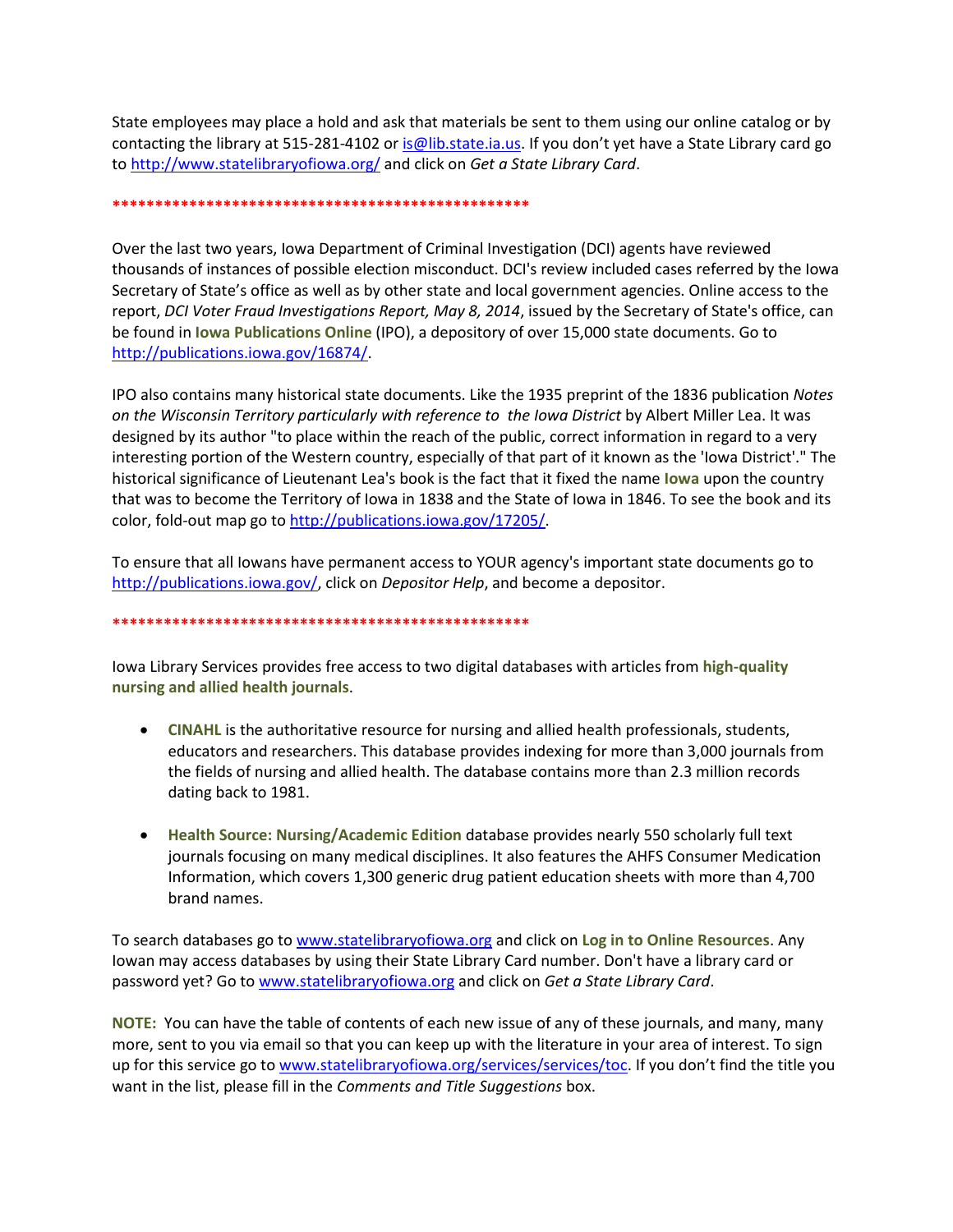State employees may place a hold and ask that materials be sent to them using our online catalog or by contacting the library at 515-281-4102 or is@lib.state.ia.us. If you don't yet have a State Library card go to http://www.statelibraryofiowa.org/ and click on *Get a State Library Card*.

**************************************************

Over the last two years, Iowa Department of Criminal Investigation (DCI) agents have reviewed thousands of instances of possible election misconduct. DCI's review included cases referred by the Iowa Secretary of State's office as well as by other state and local government agencies. Online access to the report, *DCI Voter Fraud Investigations Report, May 8, 2014*, issued by the Secretary of State's office, can be found in **Iowa Publications Online** (IPO), a depository of over 15,000 state documents. Go to http://publications.iowa.gov/16874/.

IPO also contains many historical state documents. Like the 1935 preprint of the 1836 publication *Notes on the Wisconsin Territory particularly with reference to the Iowa District* by Albert Miller Lea. It was designed by its author "to place within the reach of the public, correct information in regard to a very interesting portion of the Western country, especially of that part of it known as the 'Iowa District'." The historical significance of Lieutenant Lea's book is the fact that it fixed the name **Iowa** upon the country that was to become the Territory of Iowa in 1838 and the State of Iowa in 1846. To see the book and its color, fold-out map go to http://publications.iowa.gov/17205/.

To ensure that all Iowans have permanent access to YOUR agency's important state documents go to http://publications.iowa.gov/, click on *Depositor Help*, and become a depositor.

**************************************************

Iowa Library Services provides free access to two digital databases with articles from **high-quality nursing and allied health journals**.

- **CINAHL** is the authoritative resource for nursing and allied health professionals, students, educators and researchers. This database provides indexing for more than 3,000 journals from the fields of nursing and allied health. The database contains more than 2.3 million records dating back to 1981.

- **Health Source: Nursing/Academic Edition** database provides nearly 550 scholarly full text journals focusing on many medical disciplines. It also features the AHFS Consumer Medication Information, which covers 1,300 generic drug patient education sheets with more than 4,700 brand names.

To search databases go to www.statelibraryofiowa.org and click on **Log in to Online Resources**. Any Iowan may access databases by using their State Library Card number. Don't have a library card or password yet? Go to www.statelibraryofiowa.org and click on *Get a State Library Card*.

**NOTE:** You can have the table of contents of each new issue of any of these journals, and many, many more, sent to you via email so that you can keep up with the literature in your area of interest. To sign up for this service go to www.statelibraryofiowa.org/services/services/toc. If you don't find the title you want in the list, please fill in the *Comments and Title Suggestions* box.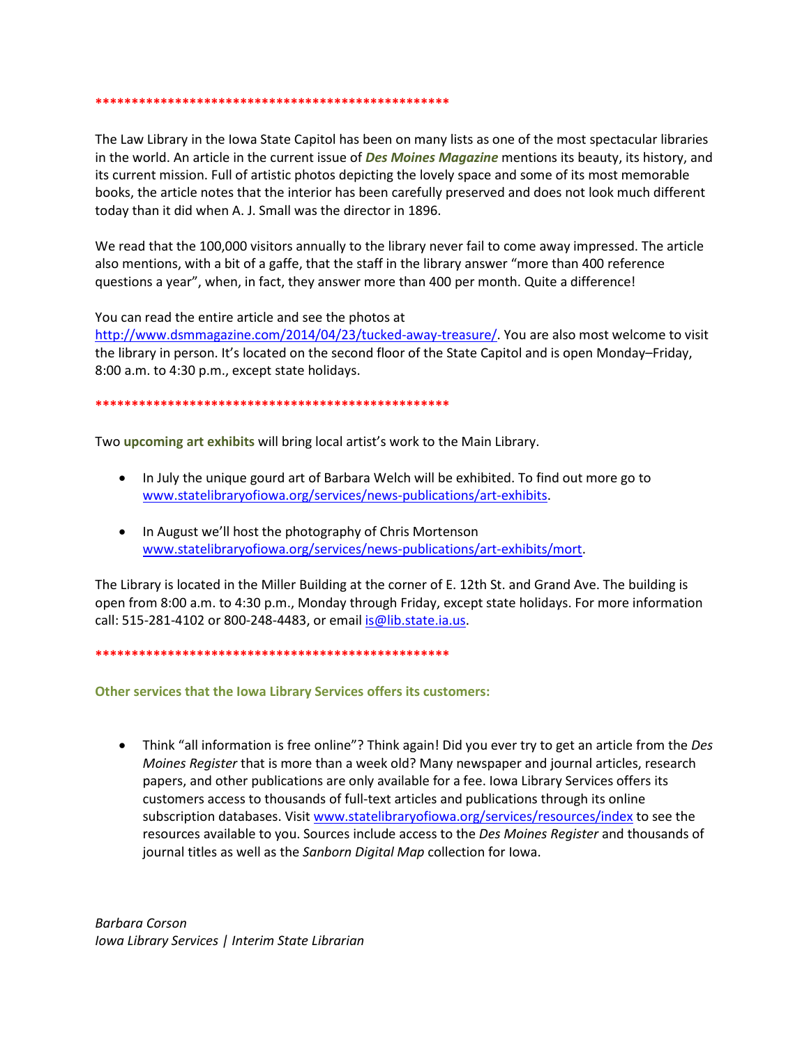**************************************************

The Law Library in the Iowa State Capitol has been on many lists as one of the most spectacular libraries in the world. An article in the current issue of ***Des Moines Magazine*** mentions its beauty, its history, and its current mission. Full of artistic photos depicting the lovely space and some of its most memorable books, the article notes that the interior has been carefully preserved and does not look much different today than it did when A. J. Small was the director in 1896.

We read that the 100,000 visitors annually to the library never fail to come away impressed. The article also mentions, with a bit of a gaffe, that the staff in the library answer "more than 400 reference questions a year", when, in fact, they answer more than 400 per month. Quite a difference!

You can read the entire article and see the photos at [http://www.dsmmagazine.com/2014/04/23/tucked-away-treasure/](http://www.dsmmagazine.com/2014/04/23/tucked-away-treasure/). You are also most welcome to visit the library in person. It's located on the second floor of the State Capitol and is open Monday–Friday, 8:00 a.m. to 4:30 p.m., except state holidays.

**************************************************

Two **upcoming art exhibits** will bring local artist's work to the Main Library.

- In July the unique gourd art of Barbara Welch will be exhibited. To find out more go to [www.statelibraryofiowa.org/services/news-publications/art-exhibits](www.statelibraryofiowa.org/services/news-publications/art-exhibits).

- In August we'll host the photography of Chris Mortenson [www.statelibraryofiowa.org/services/news-publications/art-exhibits/mort](www.statelibraryofiowa.org/services/news-publications/art-exhibits/mort).

The Library is located in the Miller Building at the corner of E. 12th St. and Grand Ave. The building is open from 8:00 a.m. to 4:30 p.m., Monday through Friday, except state holidays. For more information call: 515-281-4102 or 800-248-4483, or email [is@lib.state.ia.us](mailto:is@lib.state.ia.us).

**************************************************

**Other services that the Iowa Library Services offers its customers:**

- Think "all information is free online"? Think again! Did you ever try to get an article from the *Des Moines Register* that is more than a week old? Many newspaper and journal articles, research papers, and other publications are only available for a fee. Iowa Library Services offers its customers access to thousands of full-text articles and publications through its online subscription databases. Visit [www.statelibraryofiowa.org/services/resources/index](www.statelibraryofiowa.org/services/resources/index) to see the resources available to you. Sources include access to the *Des Moines Register* and thousands of journal titles as well as the *Sanborn Digital Map* collection for Iowa.

*Barbara Corson*
*Iowa Library Services | Interim State Librarian*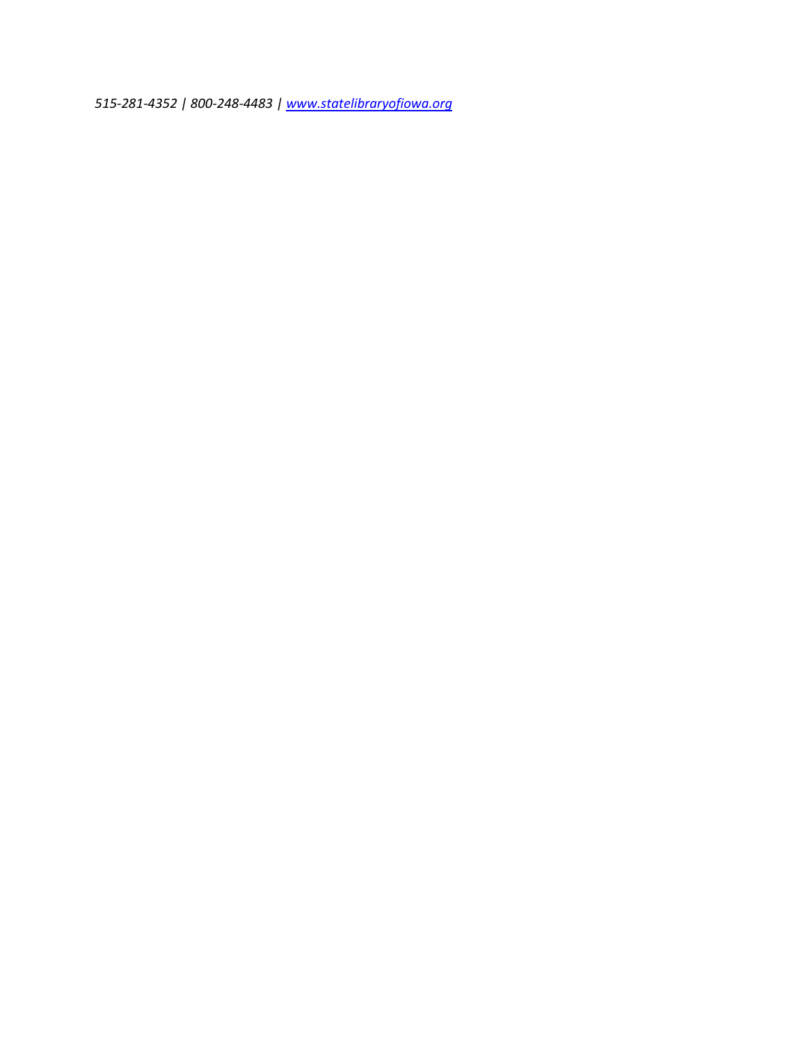*515-281-4352 | 800-248-4483 | [www.statelibraryofiowa.org](http://www.statelibraryofiowa.org)*